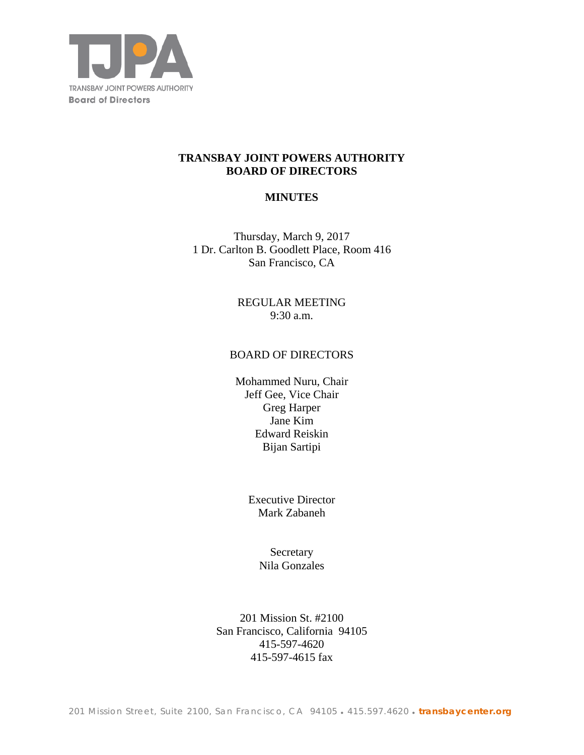TRANSBAY JOINT POWERS AUTHORITY
Board of Directors

# TRANSBAY JOINT POWERS AUTHORITY
# BOARD OF DIRECTORS

## MINUTES

Thursday, March 9, 2017
1 Dr. Carlton B. Goodlett Place, Room 416
San Francisco, CA

REGULAR MEETING
9:30 a.m.

BOARD OF DIRECTORS

Mohammed Nuru, Chair
Jeff Gee, Vice Chair
Greg Harper
Jane Kim
Edward Reiskin
Bijan Sartipi

Executive Director
Mark Zabaneh

Secretary
Nila Gonzales

201 Mission St. #2100
San Francisco, California 94105
415-597-4620
415-597-4615 fax

201 Mission Street, Suite 2100, San Francisco, CA 94105 • 415.597.4620 • transbaycenter.org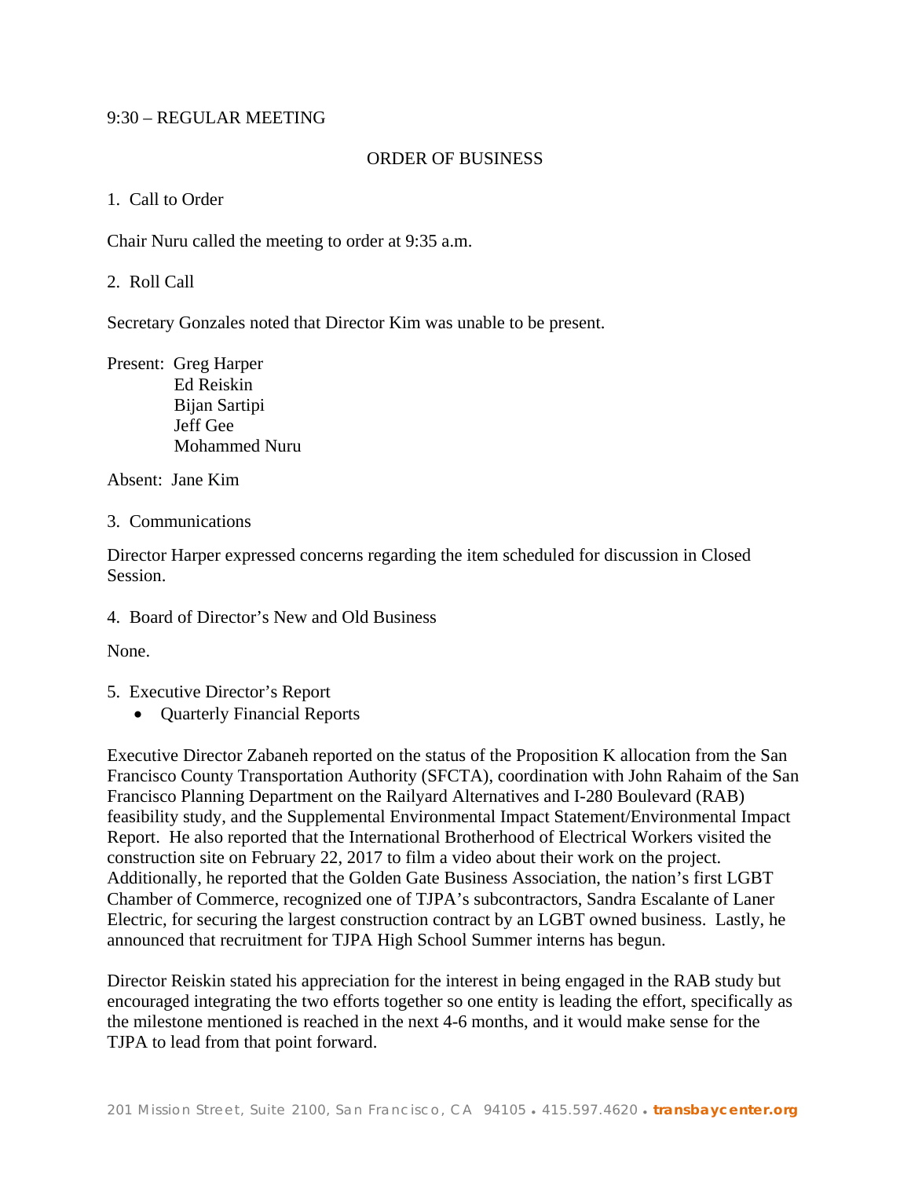9:30 – REGULAR MEETING

ORDER OF BUSINESS

1. Call to Order

Chair Nuru called the meeting to order at 9:35 a.m.

2. Roll Call

Secretary Gonzales noted that Director Kim was unable to be present.

Present: Greg Harper
Ed Reiskin
Bijan Sartipi
Jeff Gee
Mohammed Nuru

Absent: Jane Kim

3. Communications

Director Harper expressed concerns regarding the item scheduled for discussion in Closed Session.

4. Board of Director's New and Old Business

None.

5. Executive Director's Report
   - Quarterly Financial Reports

Executive Director Zabaneh reported on the status of the Proposition K allocation from the San Francisco County Transportation Authority (SFCTA), coordination with John Rahaim of the San Francisco Planning Department on the Railyard Alternatives and I-280 Boulevard (RAB) feasibility study, and the Supplemental Environmental Impact Statement/Environmental Impact Report. He also reported that the International Brotherhood of Electrical Workers visited the construction site on February 22, 2017 to film a video about their work on the project. Additionally, he reported that the Golden Gate Business Association, the nation's first LGBT Chamber of Commerce, recognized one of TJPA's subcontractors, Sandra Escalante of Laner Electric, for securing the largest construction contract by an LGBT owned business. Lastly, he announced that recruitment for TJPA High School Summer interns has begun.

Director Reiskin stated his appreciation for the interest in being engaged in the RAB study but encouraged integrating the two efforts together so one entity is leading the effort, specifically as the milestone mentioned is reached in the next 4-6 months, and it would make sense for the TJPA to lead from that point forward.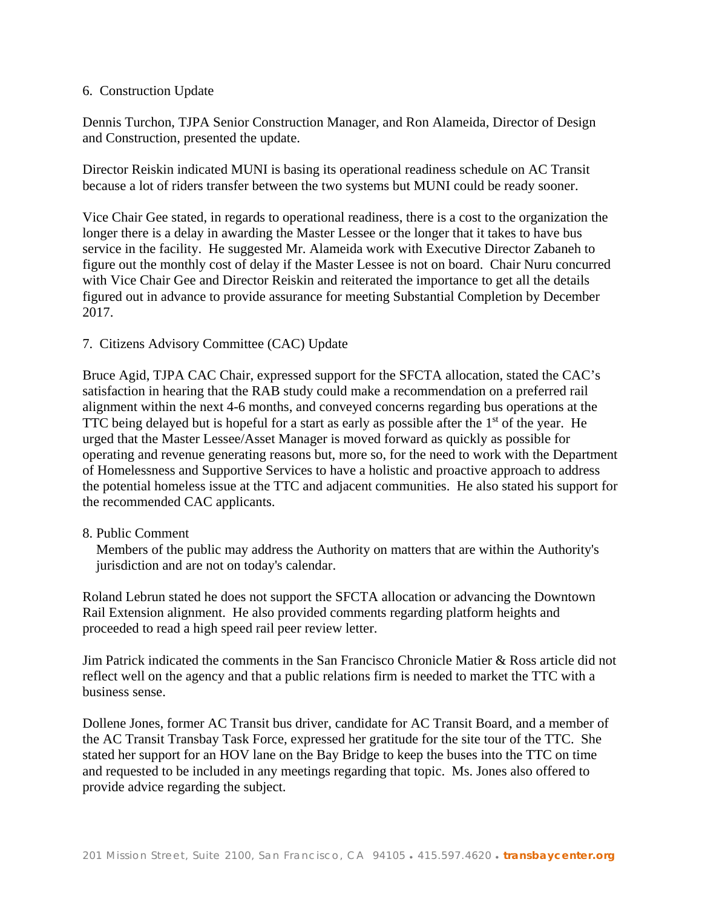6. Construction Update

Dennis Turchon, TJPA Senior Construction Manager, and Ron Alameida, Director of Design and Construction, presented the update.

Director Reiskin indicated MUNI is basing its operational readiness schedule on AC Transit because a lot of riders transfer between the two systems but MUNI could be ready sooner.

Vice Chair Gee stated, in regards to operational readiness, there is a cost to the organization the longer there is a delay in awarding the Master Lessee or the longer that it takes to have bus service in the facility. He suggested Mr. Alameida work with Executive Director Zabaneh to figure out the monthly cost of delay if the Master Lessee is not on board. Chair Nuru concurred with Vice Chair Gee and Director Reiskin and reiterated the importance to get all the details figured out in advance to provide assurance for meeting Substantial Completion by December 2017.

7. Citizens Advisory Committee (CAC) Update

Bruce Agid, TJPA CAC Chair, expressed support for the SFCTA allocation, stated the CAC's satisfaction in hearing that the RAB study could make a recommendation on a preferred rail alignment within the next 4-6 months, and conveyed concerns regarding bus operations at the TTC being delayed but is hopeful for a start as early as possible after the 1st of the year. He urged that the Master Lessee/Asset Manager is moved forward as quickly as possible for operating and revenue generating reasons but, more so, for the need to work with the Department of Homelessness and Supportive Services to have a holistic and proactive approach to address the potential homeless issue at the TTC and adjacent communities. He also stated his support for the recommended CAC applicants.

8. Public Comment

Members of the public may address the Authority on matters that are within the Authority's jurisdiction and are not on today's calendar.

Roland Lebrun stated he does not support the SFCTA allocation or advancing the Downtown Rail Extension alignment. He also provided comments regarding platform heights and proceeded to read a high speed rail peer review letter.

Jim Patrick indicated the comments in the San Francisco Chronicle Matier & Ross article did not reflect well on the agency and that a public relations firm is needed to market the TTC with a business sense.

Dollene Jones, former AC Transit bus driver, candidate for AC Transit Board, and a member of the AC Transit Transbay Task Force, expressed her gratitude for the site tour of the TTC. She stated her support for an HOV lane on the Bay Bridge to keep the buses into the TTC on time and requested to be included in any meetings regarding that topic. Ms. Jones also offered to provide advice regarding the subject.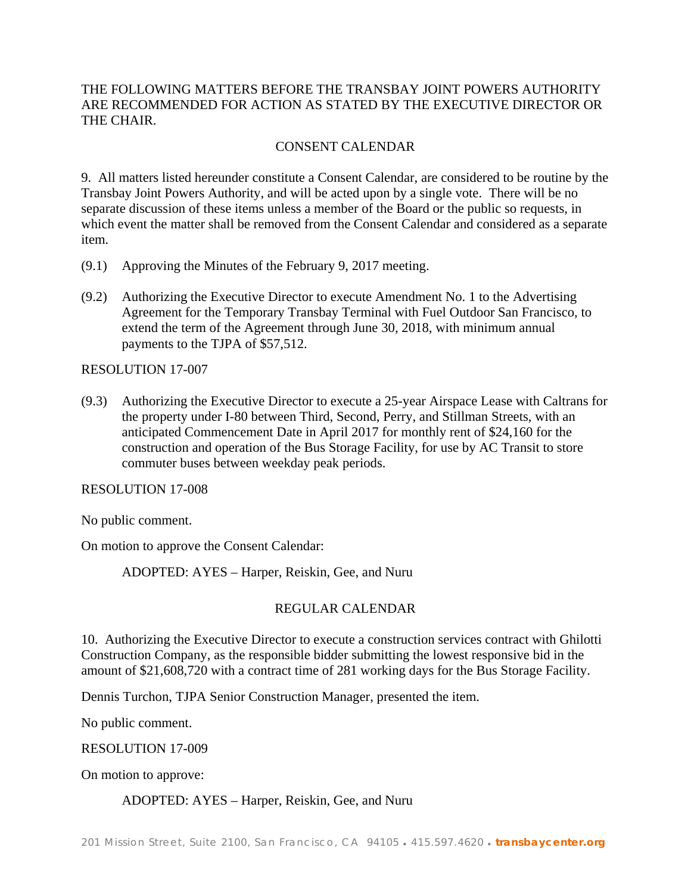THE FOLLOWING MATTERS BEFORE THE TRANSBAY JOINT POWERS AUTHORITY ARE RECOMMENDED FOR ACTION AS STATED BY THE EXECUTIVE DIRECTOR OR THE CHAIR.

## CONSENT CALENDAR

9. All matters listed hereunder constitute a Consent Calendar, are considered to be routine by the Transbay Joint Powers Authority, and will be acted upon by a single vote. There will be no separate discussion of these items unless a member of the Board or the public so requests, in which event the matter shall be removed from the Consent Calendar and considered as a separate item.

(9.1) Approving the Minutes of the February 9, 2017 meeting.

(9.2) Authorizing the Executive Director to execute Amendment No. 1 to the Advertising Agreement for the Temporary Transbay Terminal with Fuel Outdoor San Francisco, to extend the term of the Agreement through June 30, 2018, with minimum annual payments to the TJPA of $57,512.

RESOLUTION 17-007

(9.3) Authorizing the Executive Director to execute a 25-year Airspace Lease with Caltrans for the property under I-80 between Third, Second, Perry, and Stillman Streets, with an anticipated Commencement Date in April 2017 for monthly rent of $24,160 for the construction and operation of the Bus Storage Facility, for use by AC Transit to store commuter buses between weekday peak periods.

RESOLUTION 17-008

No public comment.

On motion to approve the Consent Calendar:

ADOPTED: AYES – Harper, Reiskin, Gee, and Nuru

## REGULAR CALENDAR

10. Authorizing the Executive Director to execute a construction services contract with Ghilotti Construction Company, as the responsible bidder submitting the lowest responsive bid in the amount of $21,608,720 with a contract time of 281 working days for the Bus Storage Facility.

Dennis Turchon, TJPA Senior Construction Manager, presented the item.

No public comment.

RESOLUTION 17-009

On motion to approve:

ADOPTED: AYES – Harper, Reiskin, Gee, and Nuru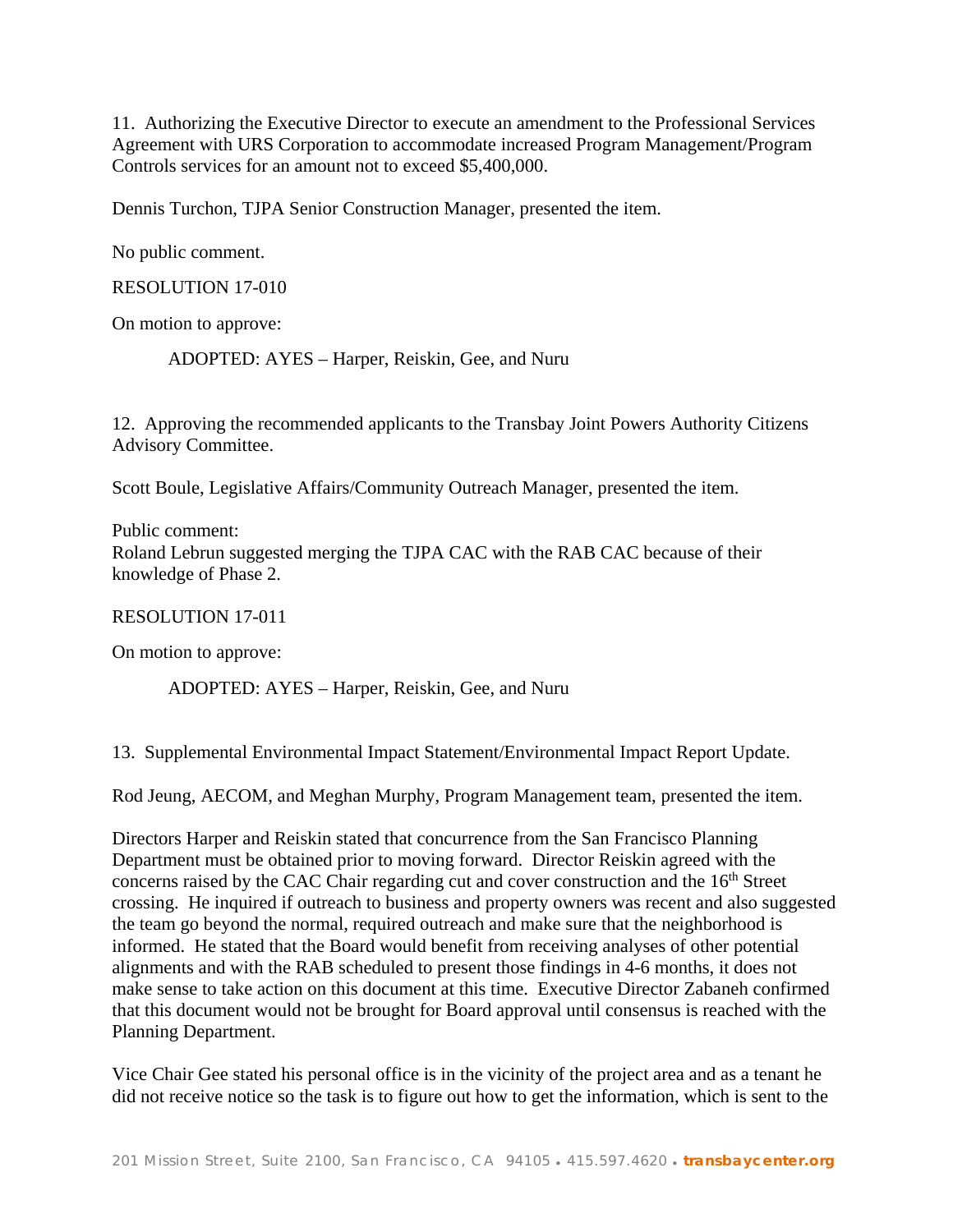11. Authorizing the Executive Director to execute an amendment to the Professional Services Agreement with URS Corporation to accommodate increased Program Management/Program Controls services for an amount not to exceed $5,400,000.

Dennis Turchon, TJPA Senior Construction Manager, presented the item.

No public comment.

RESOLUTION 17-010

On motion to approve:

ADOPTED: AYES – Harper, Reiskin, Gee, and Nuru

12. Approving the recommended applicants to the Transbay Joint Powers Authority Citizens Advisory Committee.

Scott Boule, Legislative Affairs/Community Outreach Manager, presented the item.

Public comment:
Roland Lebrun suggested merging the TJPA CAC with the RAB CAC because of their knowledge of Phase 2.

RESOLUTION 17-011

On motion to approve:

ADOPTED: AYES – Harper, Reiskin, Gee, and Nuru

13. Supplemental Environmental Impact Statement/Environmental Impact Report Update.

Rod Jeung, AECOM, and Meghan Murphy, Program Management team, presented the item.

Directors Harper and Reiskin stated that concurrence from the San Francisco Planning Department must be obtained prior to moving forward. Director Reiskin agreed with the concerns raised by the CAC Chair regarding cut and cover construction and the 16th Street crossing. He inquired if outreach to business and property owners was recent and also suggested the team go beyond the normal, required outreach and make sure that the neighborhood is informed. He stated that the Board would benefit from receiving analyses of other potential alignments and with the RAB scheduled to present those findings in 4-6 months, it does not make sense to take action on this document at this time. Executive Director Zabaneh confirmed that this document would not be brought for Board approval until consensus is reached with the Planning Department.

Vice Chair Gee stated his personal office is in the vicinity of the project area and as a tenant he did not receive notice so the task is to figure out how to get the information, which is sent to the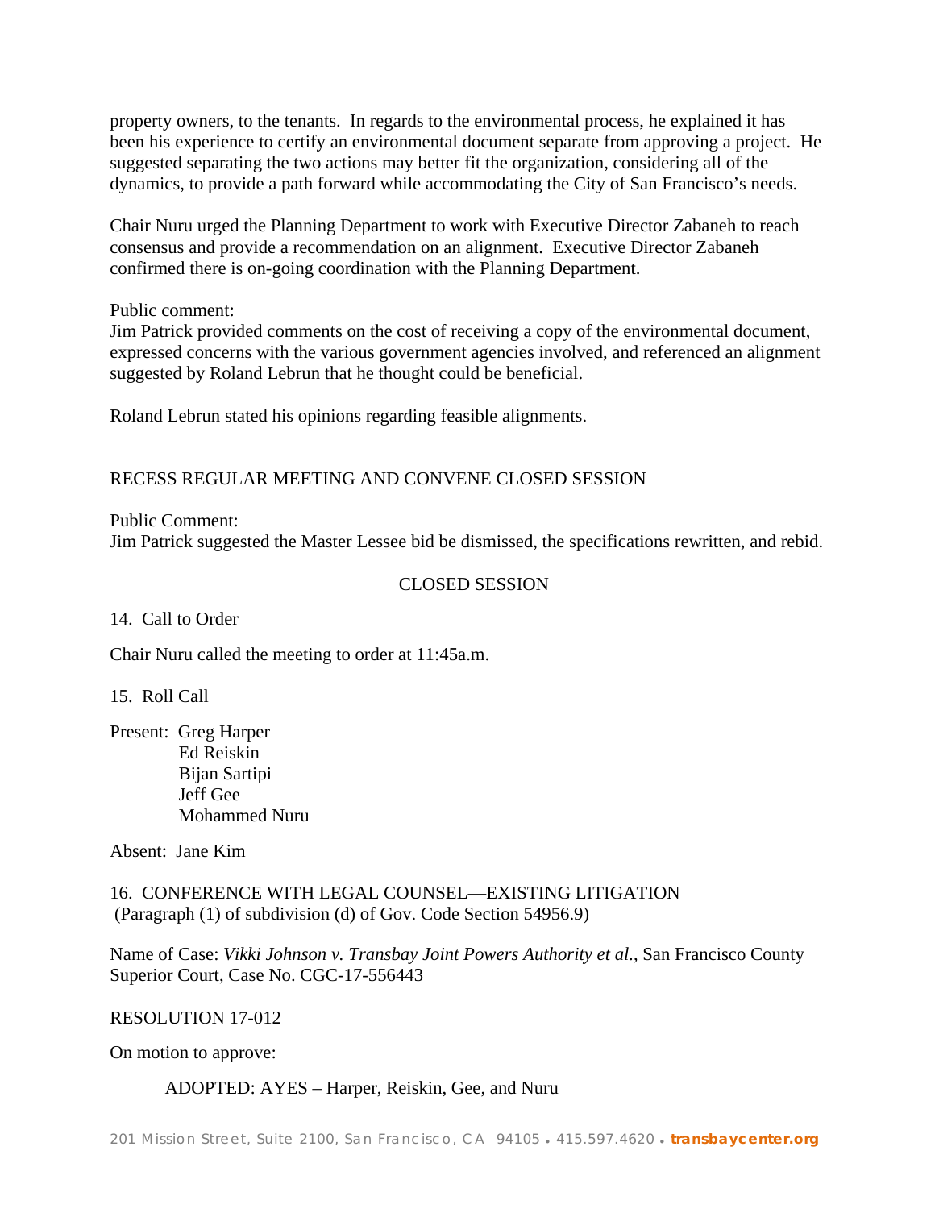property owners, to the tenants. In regards to the environmental process, he explained it has been his experience to certify an environmental document separate from approving a project. He suggested separating the two actions may better fit the organization, considering all of the dynamics, to provide a path forward while accommodating the City of San Francisco's needs.

Chair Nuru urged the Planning Department to work with Executive Director Zabaneh to reach consensus and provide a recommendation on an alignment. Executive Director Zabaneh confirmed there is on-going coordination with the Planning Department.

Public comment:
Jim Patrick provided comments on the cost of receiving a copy of the environmental document, expressed concerns with the various government agencies involved, and referenced an alignment suggested by Roland Lebrun that he thought could be beneficial.

Roland Lebrun stated his opinions regarding feasible alignments.

RECESS REGULAR MEETING AND CONVENE CLOSED SESSION

Public Comment:
Jim Patrick suggested the Master Lessee bid be dismissed, the specifications rewritten, and rebid.

CLOSED SESSION

14. Call to Order

Chair Nuru called the meeting to order at 11:45a.m.

15. Roll Call

Present: Greg Harper
Ed Reiskin
Bijan Sartipi
Jeff Gee
Mohammed Nuru

Absent: Jane Kim

16. CONFERENCE WITH LEGAL COUNSEL—EXISTING LITIGATION
(Paragraph (1) of subdivision (d) of Gov. Code Section 54956.9)

Name of Case: *Vikki Johnson v. Transbay Joint Powers Authority et al.*, San Francisco County Superior Court, Case No. CGC-17-556443

RESOLUTION 17-012

On motion to approve:

ADOPTED: AYES – Harper, Reiskin, Gee, and Nuru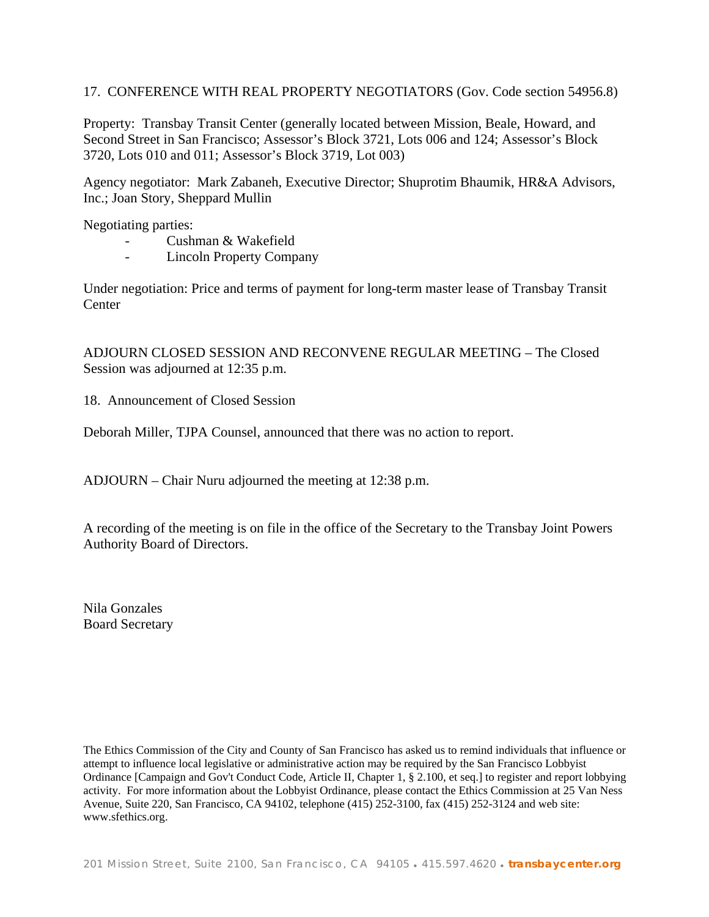17. CONFERENCE WITH REAL PROPERTY NEGOTIATORS (Gov. Code section 54956.8)

Property: Transbay Transit Center (generally located between Mission, Beale, Howard, and Second Street in San Francisco; Assessor's Block 3721, Lots 006 and 124; Assessor's Block 3720, Lots 010 and 011; Assessor's Block 3719, Lot 003)

Agency negotiator: Mark Zabaneh, Executive Director; Shuprotim Bhaumik, HR&A Advisors, Inc.; Joan Story, Sheppard Mullin

Negotiating parties:

- Cushman & Wakefield
- Lincoln Property Company

Under negotiation: Price and terms of payment for long-term master lease of Transbay Transit Center

ADJOURN CLOSED SESSION AND RECONVENE REGULAR MEETING – The Closed Session was adjourned at 12:35 p.m.

18. Announcement of Closed Session

Deborah Miller, TJPA Counsel, announced that there was no action to report.

ADJOURN – Chair Nuru adjourned the meeting at 12:38 p.m.

A recording of the meeting is on file in the office of the Secretary to the Transbay Joint Powers Authority Board of Directors.

Nila Gonzales
Board Secretary

The Ethics Commission of the City and County of San Francisco has asked us to remind individuals that influence or attempt to influence local legislative or administrative action may be required by the San Francisco Lobbyist Ordinance [Campaign and Gov't Conduct Code, Article II, Chapter 1, § 2.100, et seq.] to register and report lobbying activity. For more information about the Lobbyist Ordinance, please contact the Ethics Commission at 25 Van Ness Avenue, Suite 220, San Francisco, CA 94102, telephone (415) 252-3100, fax (415) 252-3124 and web site: www.sfethics.org.